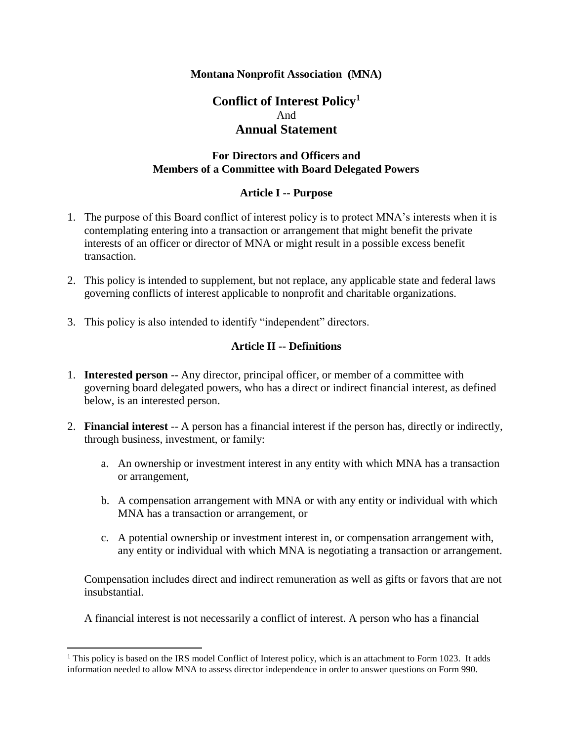**Montana Nonprofit Association (MNA)**

# Conflict of Interest Policy[1]
And
# Annual Statement

### For Directors and Officers and Members of a Committee with Board Delegated Powers

### Article I -- Purpose

1. The purpose of this Board conflict of interest policy is to protect MNA's interests when it is contemplating entering into a transaction or arrangement that might benefit the private interests of an officer or director of MNA or might result in a possible excess benefit transaction.

2. This policy is intended to supplement, but not replace, any applicable state and federal laws governing conflicts of interest applicable to nonprofit and charitable organizations.

3. This policy is also intended to identify "independent" directors.

### Article II -- Definitions

1. **Interested person** -- Any director, principal officer, or member of a committee with governing board delegated powers, who has a direct or indirect financial interest, as defined below, is an interested person.

2. **Financial interest** -- A person has a financial interest if the person has, directly or indirectly, through business, investment, or family:

    a. An ownership or investment interest in any entity with which MNA has a transaction or arrangement,

    b. A compensation arrangement with MNA or with any entity or individual with which MNA has a transaction or arrangement, or

    c. A potential ownership or investment interest in, or compensation arrangement with, any entity or individual with which MNA is negotiating a transaction or arrangement.

    Compensation includes direct and indirect remuneration as well as gifts or favors that are not insubstantial.

    A financial interest is not necessarily a conflict of interest. A person who has a financial

[1] This policy is based on the IRS model Conflict of Interest policy, which is an attachment to Form 1023. It adds information needed to allow MNA to assess director independence in order to answer questions on Form 990.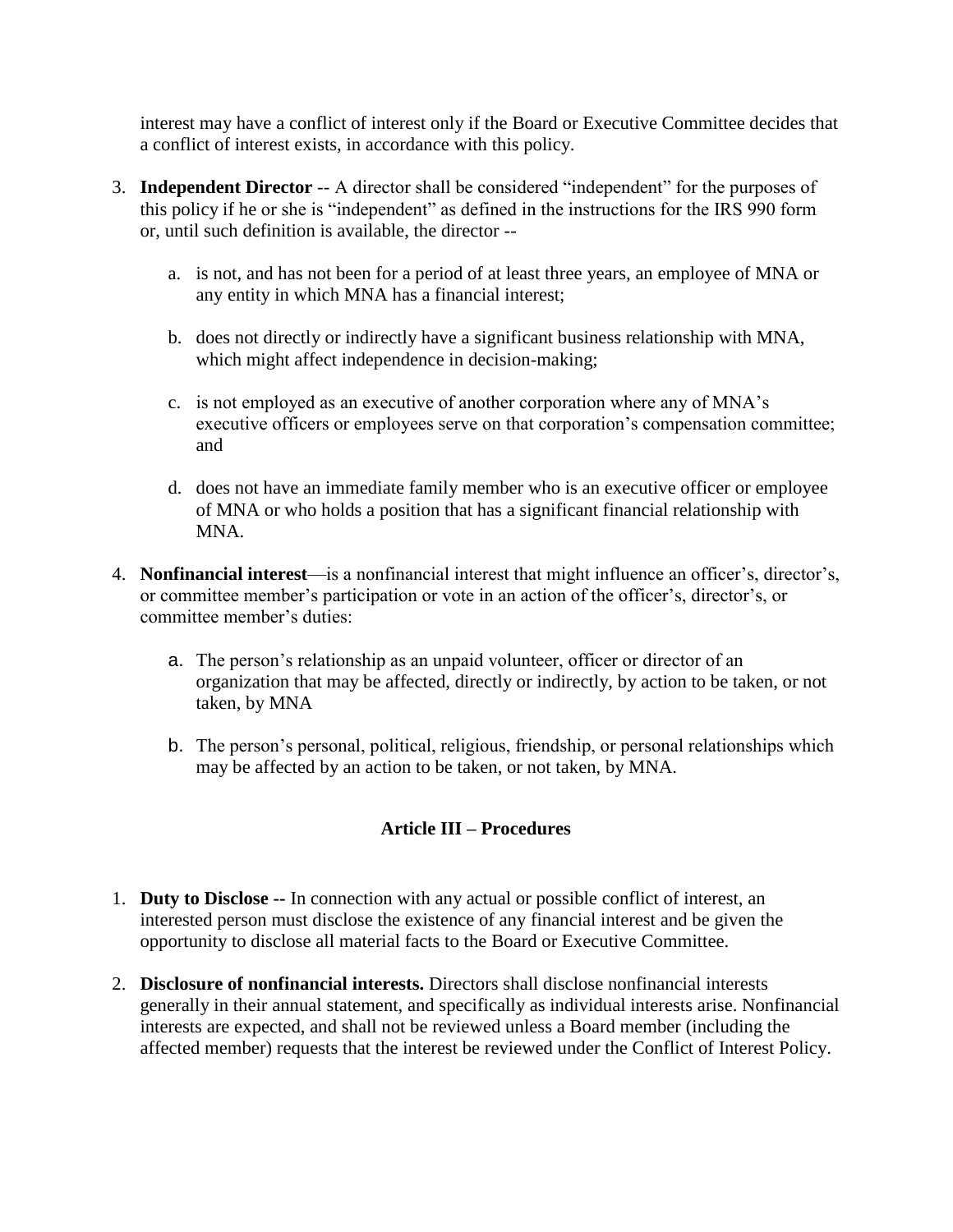interest may have a conflict of interest only if the Board or Executive Committee decides that a conflict of interest exists, in accordance with this policy.

3. **Independent Director** -- A director shall be considered "independent" for the purposes of this policy if he or she is "independent" as defined in the instructions for the IRS 990 form or, until such definition is available, the director --

    a. is not, and has not been for a period of at least three years, an employee of MNA or any entity in which MNA has a financial interest;

    b. does not directly or indirectly have a significant business relationship with MNA, which might affect independence in decision-making;

    c. is not employed as an executive of another corporation where any of MNA's executive officers or employees serve on that corporation's compensation committee; and

    d. does not have an immediate family member who is an executive officer or employee of MNA or who holds a position that has a significant financial relationship with MNA.

4. **Nonfinancial interest**—is a nonfinancial interest that might influence an officer's, director's, or committee member's participation or vote in an action of the officer's, director's, or committee member's duties:

    a. The person's relationship as an unpaid volunteer, officer or director of an organization that may be affected, directly or indirectly, by action to be taken, or not taken, by MNA

    b. The person's personal, political, religious, friendship, or personal relationships which may be affected by an action to be taken, or not taken, by MNA.

## Article III – Procedures

1. **Duty to Disclose --** In connection with any actual or possible conflict of interest, an interested person must disclose the existence of any financial interest and be given the opportunity to disclose all material facts to the Board or Executive Committee.

2. **Disclosure of nonfinancial interests.** Directors shall disclose nonfinancial interests generally in their annual statement, and specifically as individual interests arise. Nonfinancial interests are expected, and shall not be reviewed unless a Board member (including the affected member) requests that the interest be reviewed under the Conflict of Interest Policy.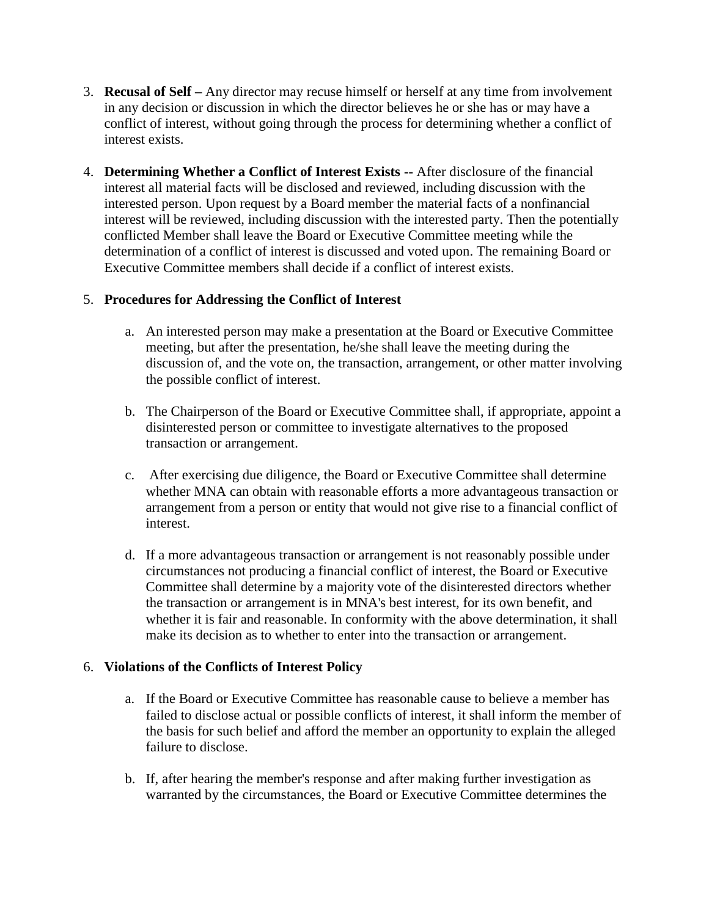3. **Recusal of Self –** Any director may recuse himself or herself at any time from involvement in any decision or discussion in which the director believes he or she has or may have a conflict of interest, without going through the process for determining whether a conflict of interest exists.

4. **Determining Whether a Conflict of Interest Exists --** After disclosure of the financial interest all material facts will be disclosed and reviewed, including discussion with the interested person. Upon request by a Board member the material facts of a nonfinancial interest will be reviewed, including discussion with the interested party. Then the potentially conflicted Member shall leave the Board or Executive Committee meeting while the determination of a conflict of interest is discussed and voted upon. The remaining Board or Executive Committee members shall decide if a conflict of interest exists.

5. **Procedures for Addressing the Conflict of Interest**

   a. An interested person may make a presentation at the Board or Executive Committee meeting, but after the presentation, he/she shall leave the meeting during the discussion of, and the vote on, the transaction, arrangement, or other matter involving the possible conflict of interest.

   b. The Chairperson of the Board or Executive Committee shall, if appropriate, appoint a disinterested person or committee to investigate alternatives to the proposed transaction or arrangement.

   c. After exercising due diligence, the Board or Executive Committee shall determine whether MNA can obtain with reasonable efforts a more advantageous transaction or arrangement from a person or entity that would not give rise to a financial conflict of interest.

   d. If a more advantageous transaction or arrangement is not reasonably possible under circumstances not producing a financial conflict of interest, the Board or Executive Committee shall determine by a majority vote of the disinterested directors whether the transaction or arrangement is in MNA's best interest, for its own benefit, and whether it is fair and reasonable. In conformity with the above determination, it shall make its decision as to whether to enter into the transaction or arrangement.

6. **Violations of the Conflicts of Interest Policy**

   a. If the Board or Executive Committee has reasonable cause to believe a member has failed to disclose actual or possible conflicts of interest, it shall inform the member of the basis for such belief and afford the member an opportunity to explain the alleged failure to disclose.

   b. If, after hearing the member's response and after making further investigation as warranted by the circumstances, the Board or Executive Committee determines the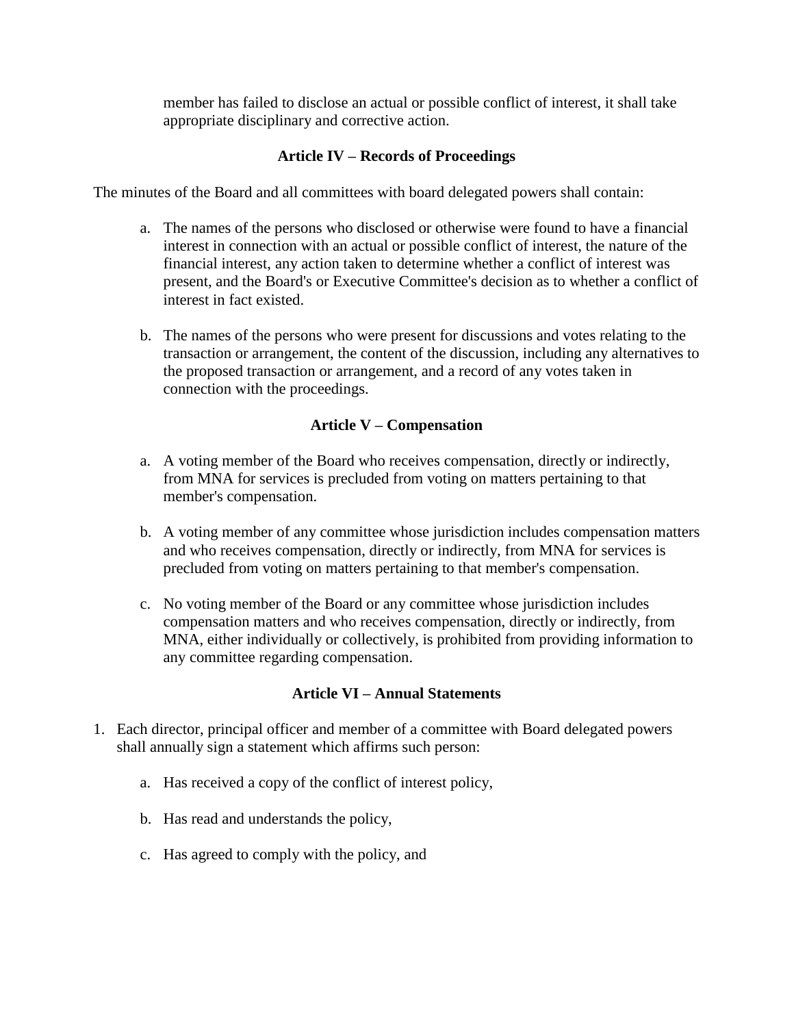member has failed to disclose an actual or possible conflict of interest, it shall take appropriate disciplinary and corrective action.

## Article IV – Records of Proceedings

The minutes of the Board and all committees with board delegated powers shall contain:

a. The names of the persons who disclosed or otherwise were found to have a financial interest in connection with an actual or possible conflict of interest, the nature of the financial interest, any action taken to determine whether a conflict of interest was present, and the Board's or Executive Committee's decision as to whether a conflict of interest in fact existed.

b. The names of the persons who were present for discussions and votes relating to the transaction or arrangement, the content of the discussion, including any alternatives to the proposed transaction or arrangement, and a record of any votes taken in connection with the proceedings.

## Article V – Compensation

a. A voting member of the Board who receives compensation, directly or indirectly, from MNA for services is precluded from voting on matters pertaining to that member's compensation.

b. A voting member of any committee whose jurisdiction includes compensation matters and who receives compensation, directly or indirectly, from MNA for services is precluded from voting on matters pertaining to that member's compensation.

c. No voting member of the Board or any committee whose jurisdiction includes compensation matters and who receives compensation, directly or indirectly, from MNA, either individually or collectively, is prohibited from providing information to any committee regarding compensation.

## Article VI – Annual Statements

1. Each director, principal officer and member of a committee with Board delegated powers shall annually sign a statement which affirms such person:

    a. Has received a copy of the conflict of interest policy,

    b. Has read and understands the policy,

    c. Has agreed to comply with the policy, and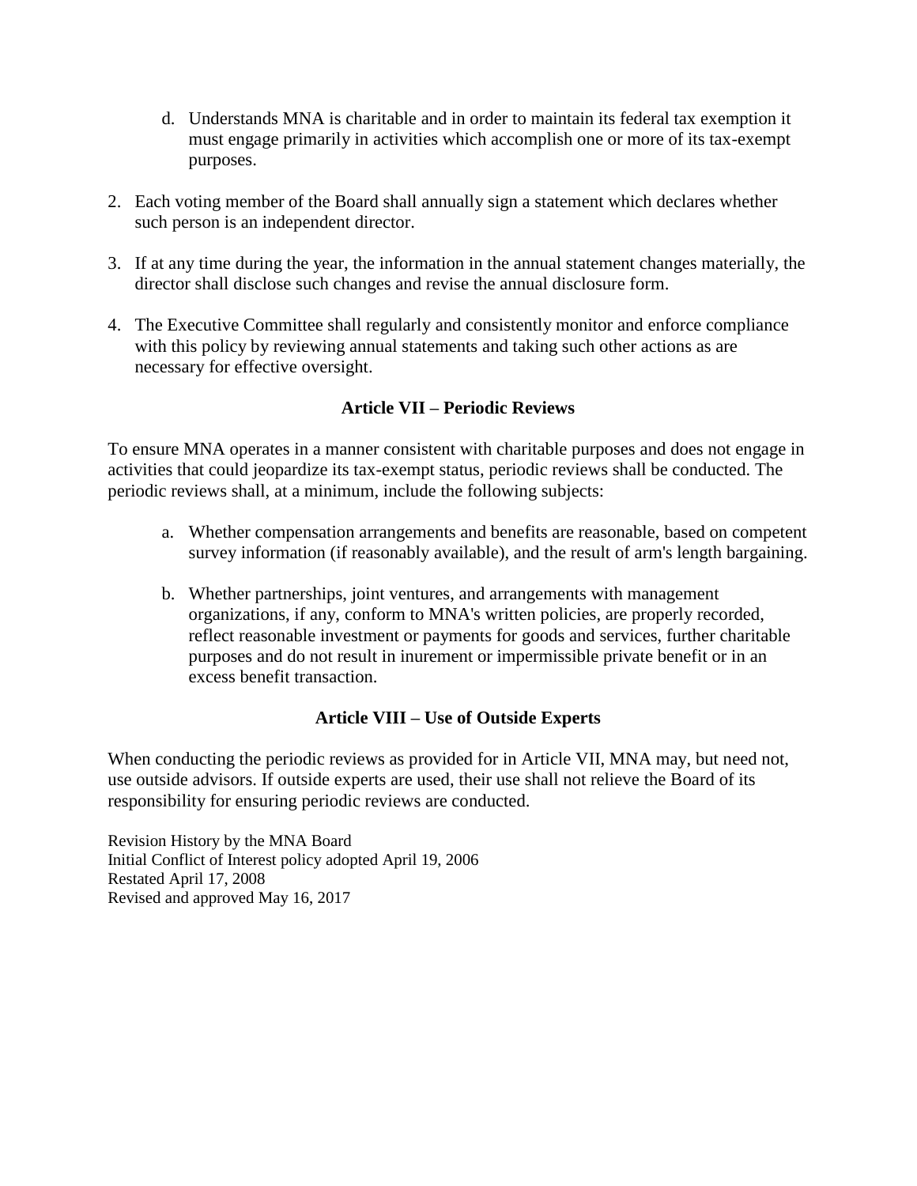d. Understands MNA is charitable and in order to maintain its federal tax exemption it must engage primarily in activities which accomplish one or more of its tax-exempt purposes.

2. Each voting member of the Board shall annually sign a statement which declares whether such person is an independent director.

3. If at any time during the year, the information in the annual statement changes materially, the director shall disclose such changes and revise the annual disclosure form.

4. The Executive Committee shall regularly and consistently monitor and enforce compliance with this policy by reviewing annual statements and taking such other actions as are necessary for effective oversight.

## Article VII – Periodic Reviews

To ensure MNA operates in a manner consistent with charitable purposes and does not engage in activities that could jeopardize its tax-exempt status, periodic reviews shall be conducted. The periodic reviews shall, at a minimum, include the following subjects:

a. Whether compensation arrangements and benefits are reasonable, based on competent survey information (if reasonably available), and the result of arm's length bargaining.

b. Whether partnerships, joint ventures, and arrangements with management organizations, if any, conform to MNA's written policies, are properly recorded, reflect reasonable investment or payments for goods and services, further charitable purposes and do not result in inurement or impermissible private benefit or in an excess benefit transaction.

## Article VIII – Use of Outside Experts

When conducting the periodic reviews as provided for in Article VII, MNA may, but need not, use outside advisors. If outside experts are used, their use shall not relieve the Board of its responsibility for ensuring periodic reviews are conducted.

Revision History by the MNA Board
Initial Conflict of Interest policy adopted April 19, 2006
Restated April 17, 2008
Revised and approved May 16, 2017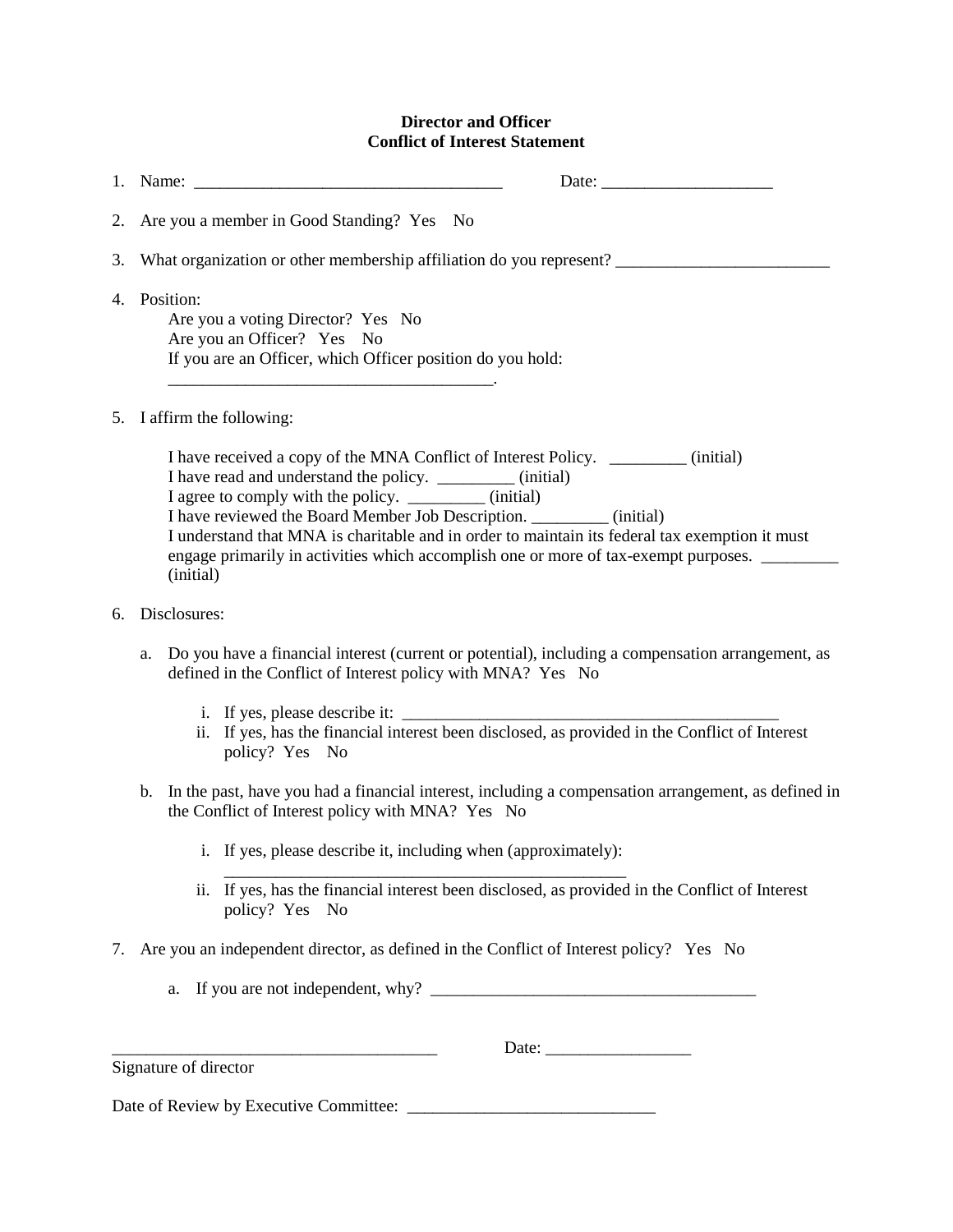**Director and Officer**
**Conflict of Interest Statement**

1. Name: _____________________________________ Date: ____________________

2. Are you a member in Good Standing? Yes No

3. What organization or other membership affiliation do you represent? _________________________

4. Position:
   Are you a voting Director? Yes No
   Are you an Officer? Yes No
   If you are an Officer, which Officer position do you hold: _______________________________________.

5. I affirm the following:

   I have received a copy of the MNA Conflict of Interest Policy. _________ (initial)
   I have read and understand the policy. _________ (initial)
   I agree to comply with the policy. _________ (initial)
   I have reviewed the Board Member Job Description. _________ (initial)
   I understand that MNA is charitable and in order to maintain its federal tax exemption it must engage primarily in activities which accomplish one or more of tax-exempt purposes. _________ (initial)

6. Disclosures:

   a. Do you have a financial interest (current or potential), including a compensation arrangement, as defined in the Conflict of Interest policy with MNA? Yes No

      i. If yes, please describe it: _____________________________________________
      ii. If yes, has the financial interest been disclosed, as provided in the Conflict of Interest policy? Yes No

   b. In the past, have you had a financial interest, including a compensation arrangement, as defined in the Conflict of Interest policy with MNA? Yes No

      i. If yes, please describe it, including when (approximately): _________________________________________________
      ii. If yes, has the financial interest been disclosed, as provided in the Conflict of Interest policy? Yes No

7. Are you an independent director, as defined in the Conflict of Interest policy? Yes No

   a. If you are not independent, why? _______________________________________

_______________________________________ Date: _________________
Signature of director

Date of Review by Executive Committee: _____________________________